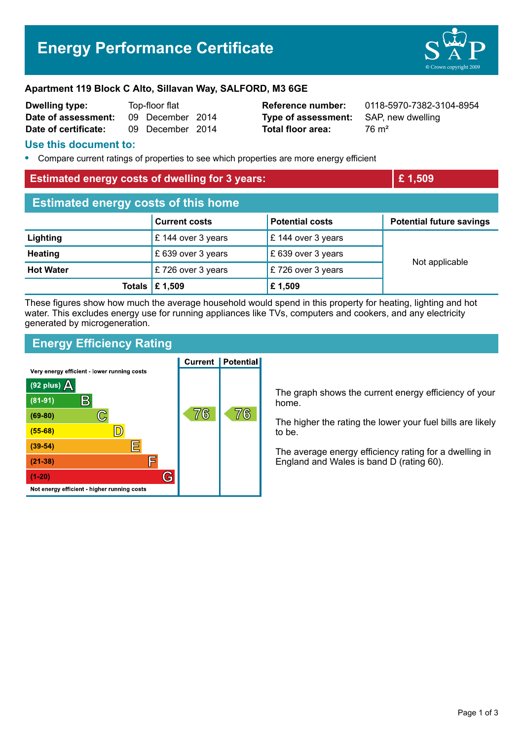# Energy Performance Certificate

**Apartment 119 Block C Alto, Sillavan Way, SALFORD, M3 6GE**

| | | | |
|---|---|---|---|
| **Dwelling type:** | Top-floor flat | **Reference number:** | 0118-5970-7382-3104-8954 |
| **Date of assessment:** | 09 December 2014 | **Type of assessment:** | SAP, new dwelling |
| **Date of certificate:** | 09 December 2014 | **Total floor area:** | 76 m² |

## Use this document to:

- Compare current ratings of properties to see which properties are more energy efficient

## Estimated energy costs of dwelling for 3 years: £ 1,509

## Estimated energy costs of this home

| | Current costs | Potential costs | Potential future savings |
|---|---|---|---|
| **Lighting** | £ 144 over 3 years | £ 144 over 3 years | Not applicable |
| **Heating** | £ 639 over 3 years | £ 639 over 3 years | |
| **Hot Water** | £ 726 over 3 years | £ 726 over 3 years | |
| **Totals** | **£ 1,509** | **£ 1,509** | |

These figures show how much the average household would spend in this property for heating, lighting and hot water. This excludes energy use for running appliances like TVs, computers and cookers, and any electricity generated by microgeneration.

## Energy Efficiency Rating

| Rating band | Current | Potential |
|---|---|---|
| Very energy efficient - lower running costs | | |
| (92 plus) A | | |
| (81-91) B | | |
| (69-80) C | 76 | 76 |
| (55-68) D | | |
| (39-54) E | | |
| (21-38) F | | |
| (1-20) G | | |
| Not energy efficient - higher running costs | | |

The graph shows the current energy efficiency of your home.

The higher the rating the lower your fuel bills are likely to be.

The average energy efficiency rating for a dwelling in England and Wales is band D (rating 60).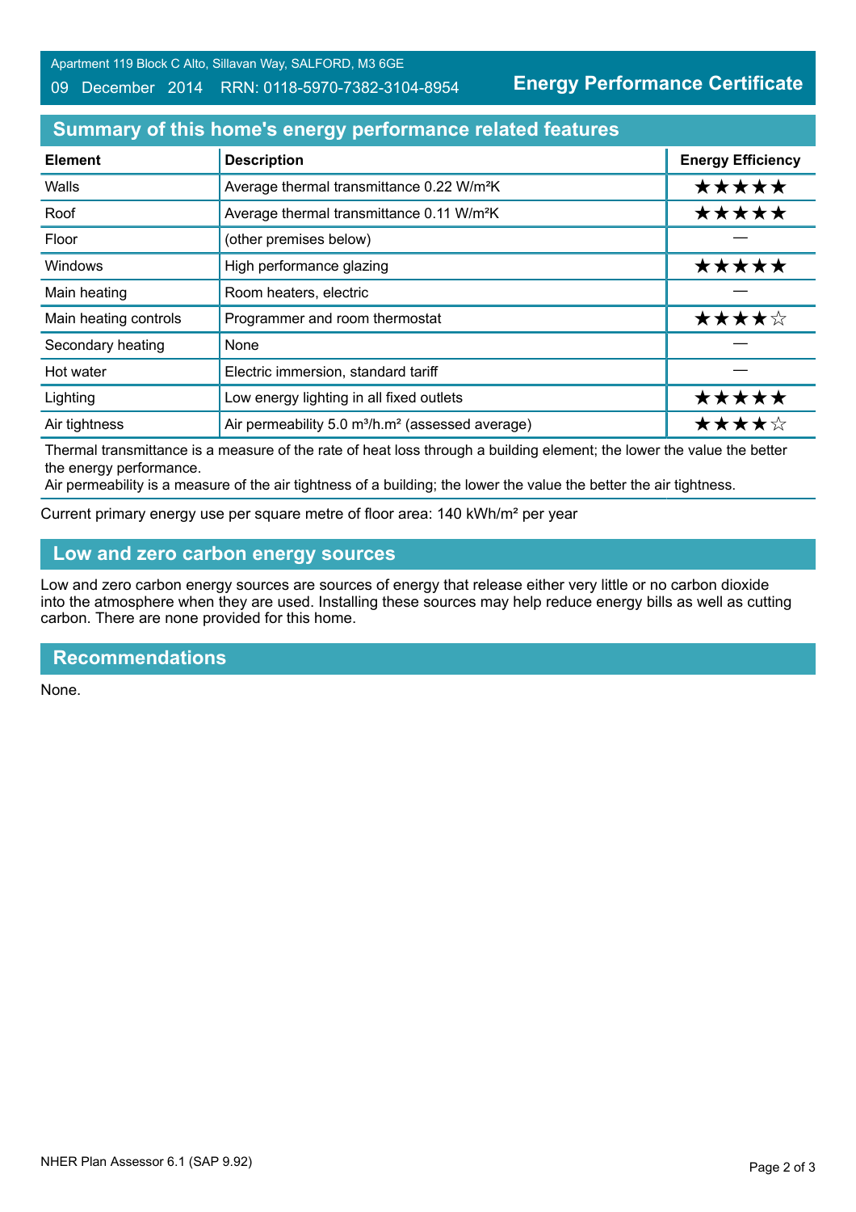Apartment 119 Block C Alto, Sillavan Way, SALFORD, M3 6GE

09 December 2014 RRN: 0118-5970-7382-3104-8954

**Energy Performance Certificate**

## Summary of this home's energy performance related features

| Element | Description | Energy Efficiency |
|---|---|---|
| Walls | Average thermal transmittance 0.22 W/m²K | ★★★★★ |
| Roof | Average thermal transmittance 0.11 W/m²K | ★★★★★ |
| Floor | (other premises below) | — |
| Windows | High performance glazing | ★★★★★ |
| Main heating | Room heaters, electric | — |
| Main heating controls | Programmer and room thermostat | ★★★★☆ |
| Secondary heating | None | — |
| Hot water | Electric immersion, standard tariff | — |
| Lighting | Low energy lighting in all fixed outlets | ★★★★★ |
| Air tightness | Air permeability 5.0 m³/h.m² (assessed average) | ★★★★☆ |

Thermal transmittance is a measure of the rate of heat loss through a building element; the lower the value the better the energy performance.
Air permeability is a measure of the air tightness of a building; the lower the value the better the air tightness.

Current primary energy use per square metre of floor area: 140 kWh/m² per year

## Low and zero carbon energy sources

Low and zero carbon energy sources are sources of energy that release either very little or no carbon dioxide into the atmosphere when they are used. Installing these sources may help reduce energy bills as well as cutting carbon. There are none provided for this home.

## Recommendations

None.

NHER Plan Assessor 6.1 (SAP 9.92)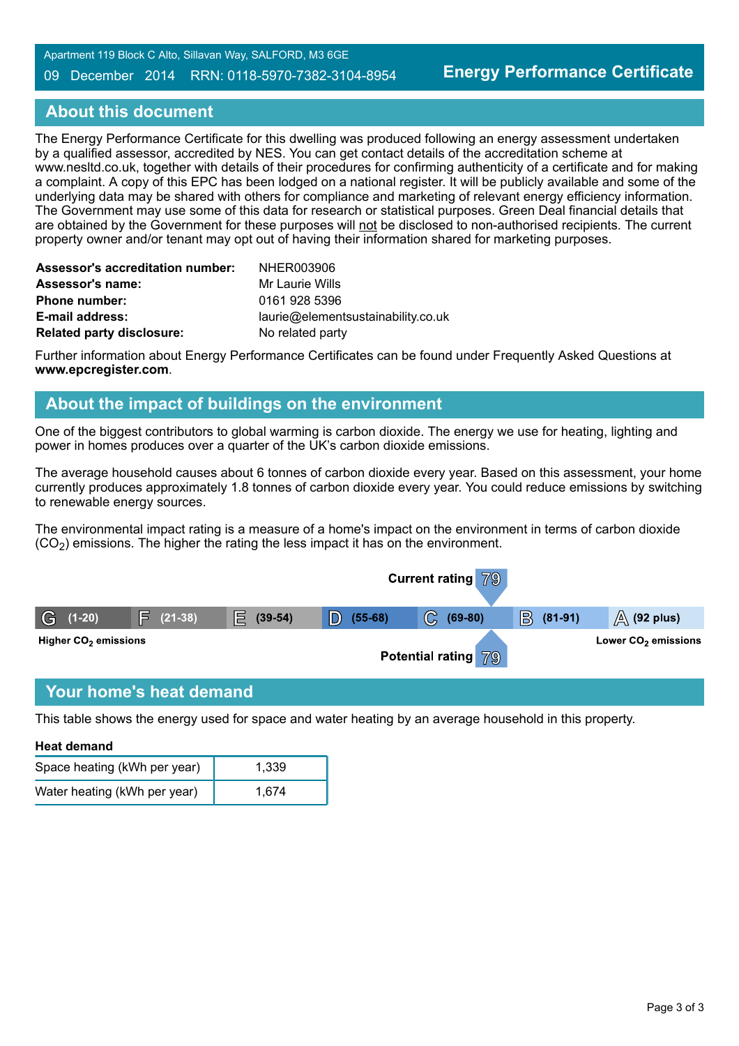Apartment 119 Block C Alto, Sillavan Way, SALFORD, M3 6GE

09 December 2014 RRN: 0118-5970-7382-3104-8954

**Energy Performance Certificate**

## About this document

The Energy Performance Certificate for this dwelling was produced following an energy assessment undertaken by a qualified assessor, accredited by NES. You can get contact details of the accreditation scheme at www.nesltd.co.uk, together with details of their procedures for confirming authenticity of a certificate and for making a complaint. A copy of this EPC has been lodged on a national register. It will be publicly available and some of the underlying data may be shared with others for compliance and marketing of relevant energy efficiency information. The Government may use some of this data for research or statistical purposes. Green Deal financial details that are obtained by the Government for these purposes will not be disclosed to non-authorised recipients. The current property owner and/or tenant may opt out of having their information shared for marketing purposes.

| | |
|---|---|
| **Assessor's accreditation number:** | NHER003906 |
| **Assessor's name:** | Mr Laurie Wills |
| **Phone number:** | 0161 928 5396 |
| **E-mail address:** | laurie@elementsustainability.co.uk |
| **Related party disclosure:** | No related party |

Further information about Energy Performance Certificates can be found under Frequently Asked Questions at **www.epcregister.com**.

## About the impact of buildings on the environment

One of the biggest contributors to global warming is carbon dioxide. The energy we use for heating, lighting and power in homes produces over a quarter of the UK's carbon dioxide emissions.

The average household causes about 6 tonnes of carbon dioxide every year. Based on this assessment, your home currently produces approximately 1.8 tonnes of carbon dioxide every year. You could reduce emissions by switching to renewable energy sources.

The environmental impact rating is a measure of a home's impact on the environment in terms of carbon dioxide ($CO_2$) emissions. The higher the rating the less impact it has on the environment.

Current rating 79

G (1-20)
F (21-38)
E (39-54)
D (55-68)
C (69-80)
B (81-91)
A (92 plus)

Higher $CO_2$ emissions

Lower $CO_2$ emissions

Potential rating 79

## Your home's heat demand

This table shows the energy used for space and water heating by an average household in this property.

**Heat demand**

| | |
|---|---|
| Space heating (kWh per year) | 1,339 |
| Water heating (kWh per year) | 1,674 |